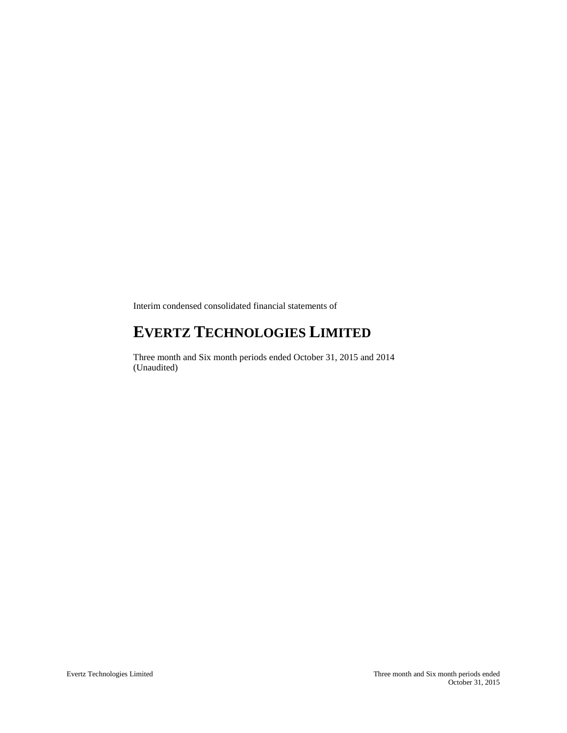Interim condensed consolidated financial statements of

# EVERTZ TECHNOLOGIES LIMITED

Three month and Six month periods ended October 31, 2015 and 2014
(Unaudited)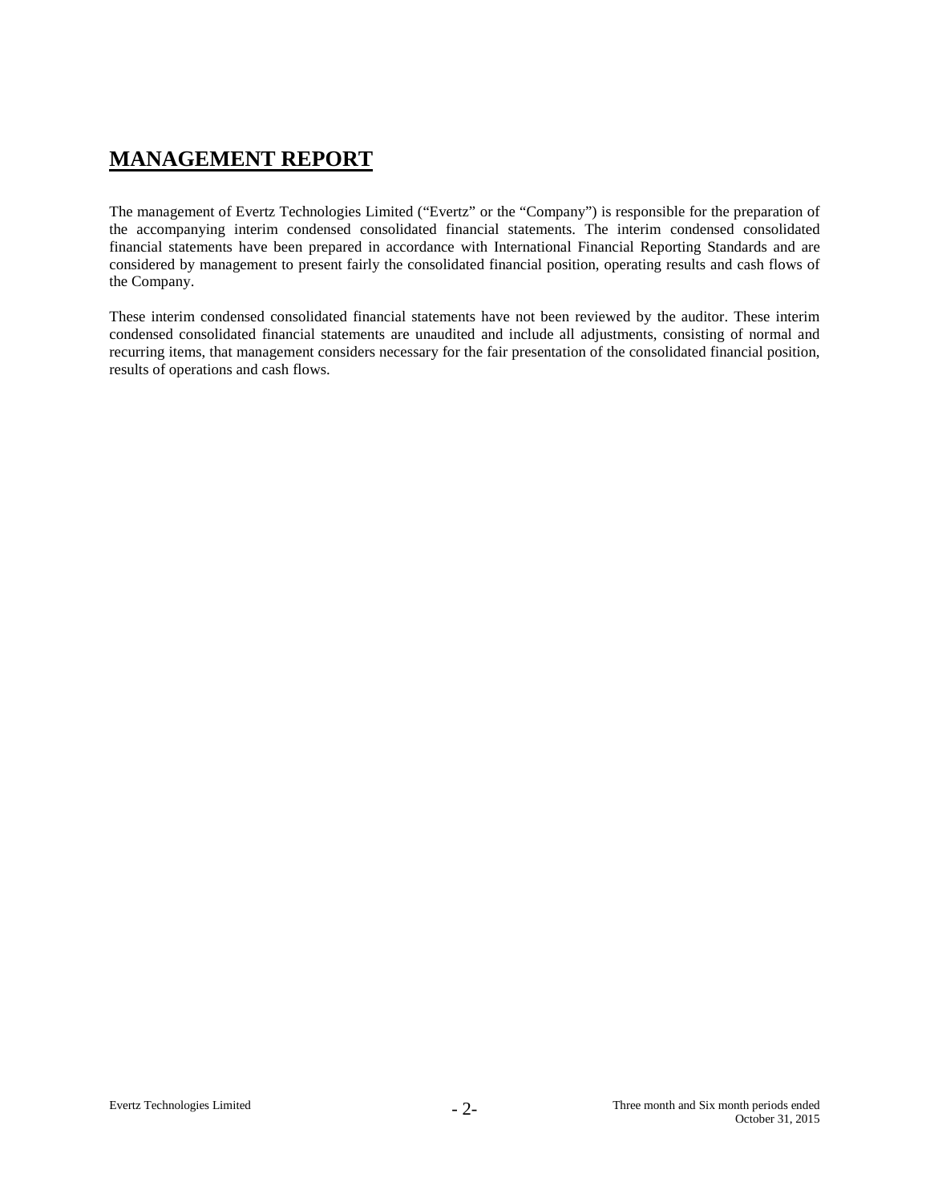# MANAGEMENT REPORT

The management of Evertz Technologies Limited ("Evertz" or the "Company") is responsible for the preparation of the accompanying interim condensed consolidated financial statements. The interim condensed consolidated financial statements have been prepared in accordance with International Financial Reporting Standards and are considered by management to present fairly the consolidated financial position, operating results and cash flows of the Company.

These interim condensed consolidated financial statements have not been reviewed by the auditor. These interim condensed consolidated financial statements are unaudited and include all adjustments, consisting of normal and recurring items, that management considers necessary for the fair presentation of the consolidated financial position, results of operations and cash flows.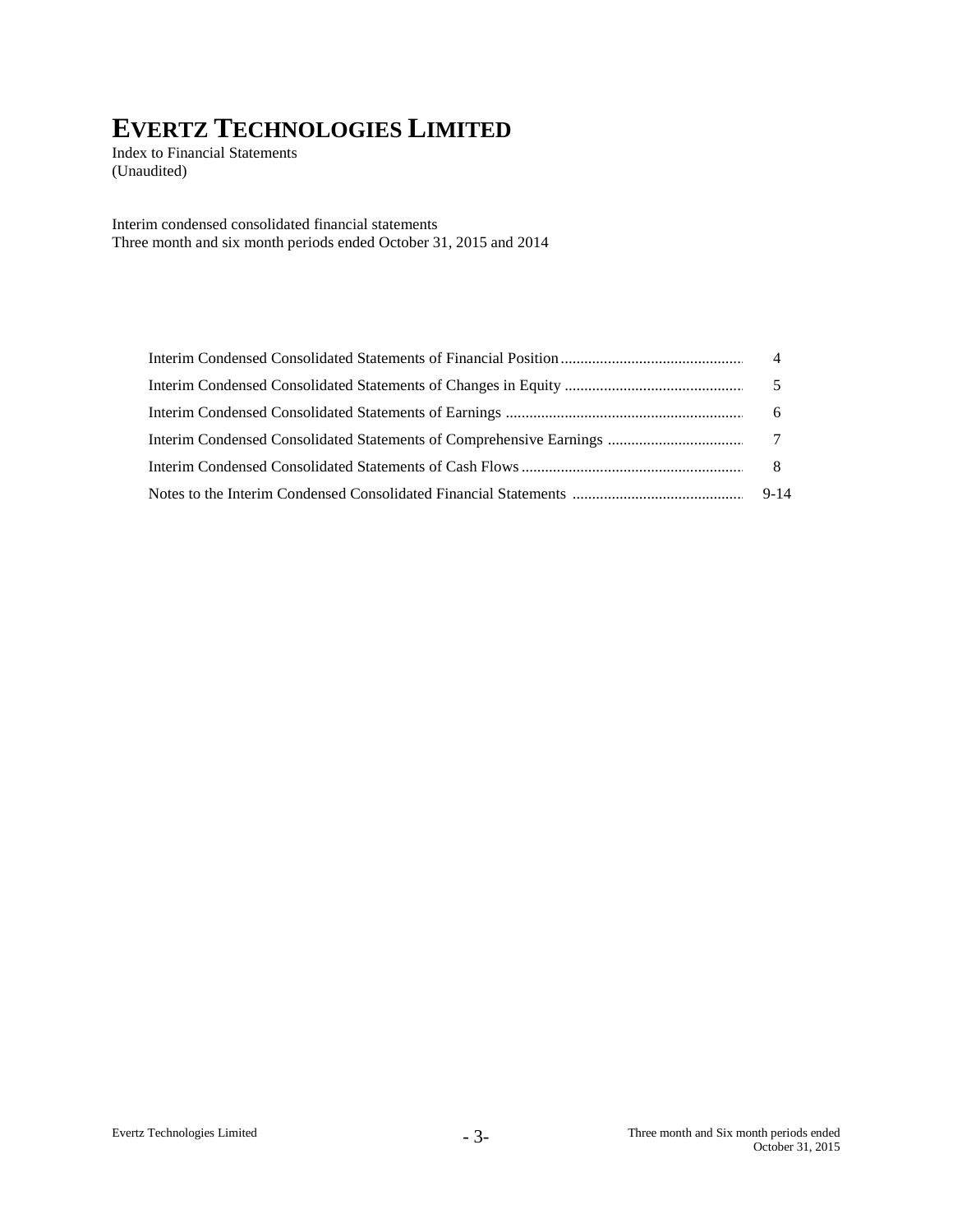# EVERTZ TECHNOLOGIES LIMITED

Index to Financial Statements
(Unaudited)

Interim condensed consolidated financial statements
Three month and six month periods ended October 31, 2015 and 2014

| | |
|---|---|
| Interim Condensed Consolidated Statements of Financial Position | 4 |
| Interim Condensed Consolidated Statements of Changes in Equity | 5 |
| Interim Condensed Consolidated Statements of Earnings | 6 |
| Interim Condensed Consolidated Statements of Comprehensive Earnings | 7 |
| Interim Condensed Consolidated Statements of Cash Flows | 8 |
| Notes to the Interim Condensed Consolidated Financial Statements | 9-14 |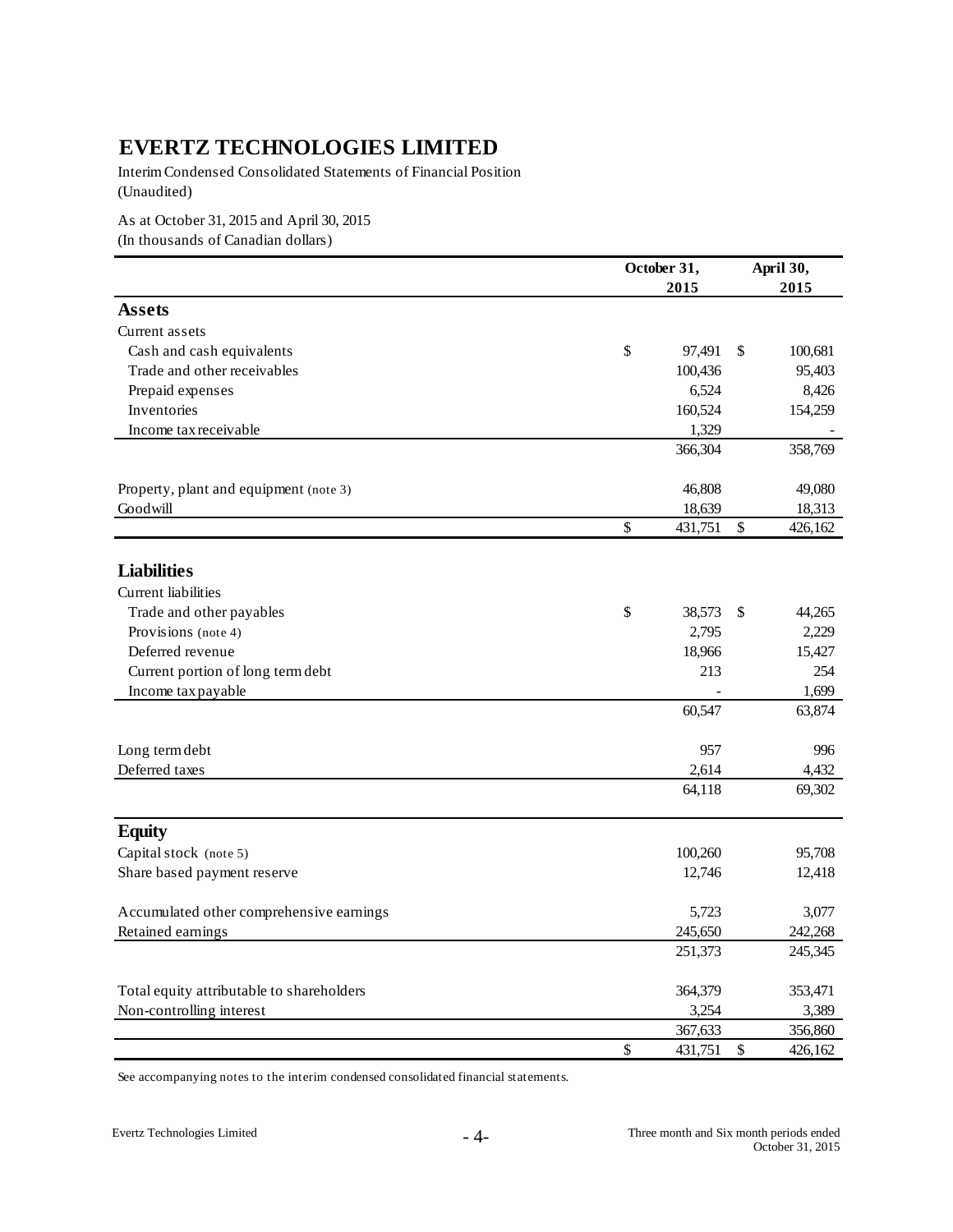# EVERTZ TECHNOLOGIES LIMITED

Interim Condensed Consolidated Statements of Financial Position
(Unaudited)

As at October 31, 2015 and April 30, 2015
(In thousands of Canadian dollars)

| | October 31, 2015 | April 30, 2015 |
|---|---|---|
| **Assets** | | |
| Current assets | | |
| Cash and cash equivalents | $ 97,491 | $ 100,681 |
| Trade and other receivables | 100,436 | 95,403 |
| Prepaid expenses | 6,524 | 8,426 |
| Inventories | 160,524 | 154,259 |
| Income tax receivable | 1,329 | - |
| | 366,304 | 358,769 |
| Property, plant and equipment (note 3) | 46,808 | 49,080 |
| Goodwill | 18,639 | 18,313 |
| | $ 431,751 | $ 426,162 |
| **Liabilities** | | |
| Current liabilities | | |
| Trade and other payables | $ 38,573 | $ 44,265 |
| Provisions (note 4) | 2,795 | 2,229 |
| Deferred revenue | 18,966 | 15,427 |
| Current portion of long term debt | 213 | 254 |
| Income tax payable | - | 1,699 |
| | 60,547 | 63,874 |
| Long term debt | 957 | 996 |
| Deferred taxes | 2,614 | 4,432 |
| | 64,118 | 69,302 |
| **Equity** | | |
| Capital stock (note 5) | 100,260 | 95,708 |
| Share based payment reserve | 12,746 | 12,418 |
| Accumulated other comprehensive earnings | 5,723 | 3,077 |
| Retained earnings | 245,650 | 242,268 |
| | 251,373 | 245,345 |
| Total equity attributable to shareholders | 364,379 | 353,471 |
| Non-controlling interest | 3,254 | 3,389 |
| | 367,633 | 356,860 |
| | $ 431,751 | $ 426,162 |

See accompanying notes to the interim condensed consolidated financial statements.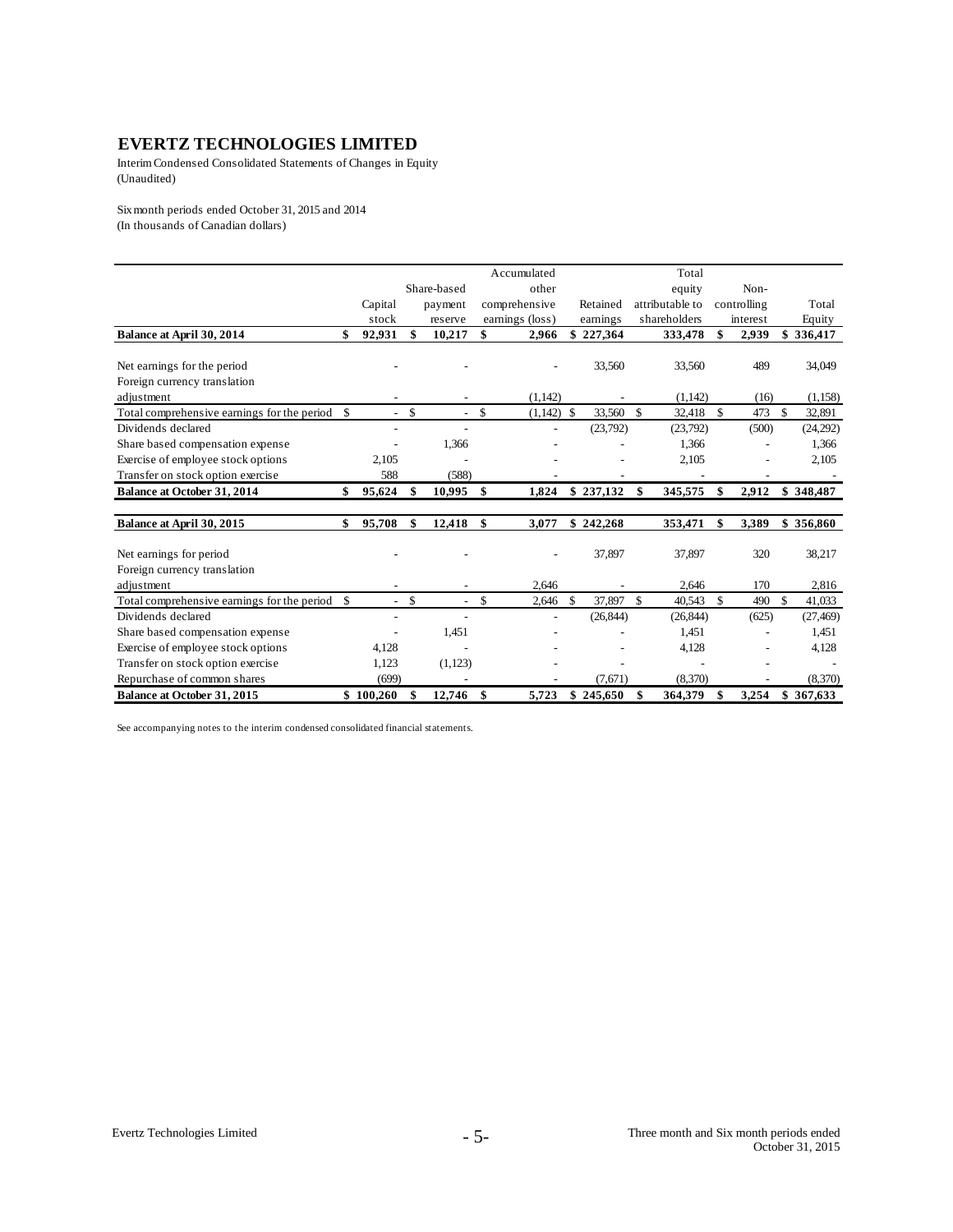# EVERTZ TECHNOLOGIES LIMITED

Interim Condensed Consolidated Statements of Changes in Equity
(Unaudited)

Six month periods ended October 31, 2015 and 2014
(In thousands of Canadian dollars)

| | Capital stock | Share-based payment reserve | Accumulated other comprehensive earnings (loss) | Retained earnings | Total equity attributable to shareholders | Non-controlling interest | Total Equity |
|---|---|---|---|---|---|---|---|
| **Balance at April 30, 2014** | **$ 92,931** | **$ 10,217** | **$ 2,966** | **$ 227,364** | **333,478** | **$ 2,939** | **$ 336,417** |
| Net earnings for the period | - | - | - | 33,560 | 33,560 | 489 | 34,049 |
| Foreign currency translation adjustment | - | - | (1,142) | - | (1,142) | (16) | (1,158) |
| Total comprehensive earnings for the period | $ - | $ - | $ (1,142) | $ 33,560 | $ 32,418 | $ 473 | $ 32,891 |
| Dividends declared | - | - | - | (23,792) | (23,792) | (500) | (24,292) |
| Share based compensation expense | - | 1,366 | - | - | 1,366 | - | 1,366 |
| Exercise of employee stock options | 2,105 | - | - | - | 2,105 | - | 2,105 |
| Transfer on stock option exercise | 588 | (588) | - | - | - | - | - |
| **Balance at October 31, 2014** | **$ 95,624** | **$ 10,995** | **$ 1,824** | **$ 237,132** | **$ 345,575** | **$ 2,912** | **$ 348,487** |
| | | | | | | | |
| **Balance at April 30, 2015** | **$ 95,708** | **$ 12,418** | **$ 3,077** | **$ 242,268** | **353,471** | **$ 3,389** | **$ 356,860** |
| Net earnings for period | - | - | - | 37,897 | 37,897 | 320 | 38,217 |
| Foreign currency translation adjustment | - | - | 2,646 | - | 2,646 | 170 | 2,816 |
| Total comprehensive earnings for the period | $ - | $ - | $ 2,646 | $ 37,897 | $ 40,543 | $ 490 | $ 41,033 |
| Dividends declared | - | - | - | (26,844) | (26,844) | (625) | (27,469) |
| Share based compensation expense | - | 1,451 | - | - | 1,451 | - | 1,451 |
| Exercise of employee stock options | 4,128 | - | - | - | 4,128 | - | 4,128 |
| Transfer on stock option exercise | 1,123 | (1,123) | - | - | - | - | - |
| Repurchase of common shares | (699) | - | - | (7,671) | (8,370) | - | (8,370) |
| **Balance at October 31, 2015** | **$ 100,260** | **$ 12,746** | **$ 5,723** | **$ 245,650** | **$ 364,379** | **$ 3,254** | **$ 367,633** |

See accompanying notes to the interim condensed consolidated financial statements.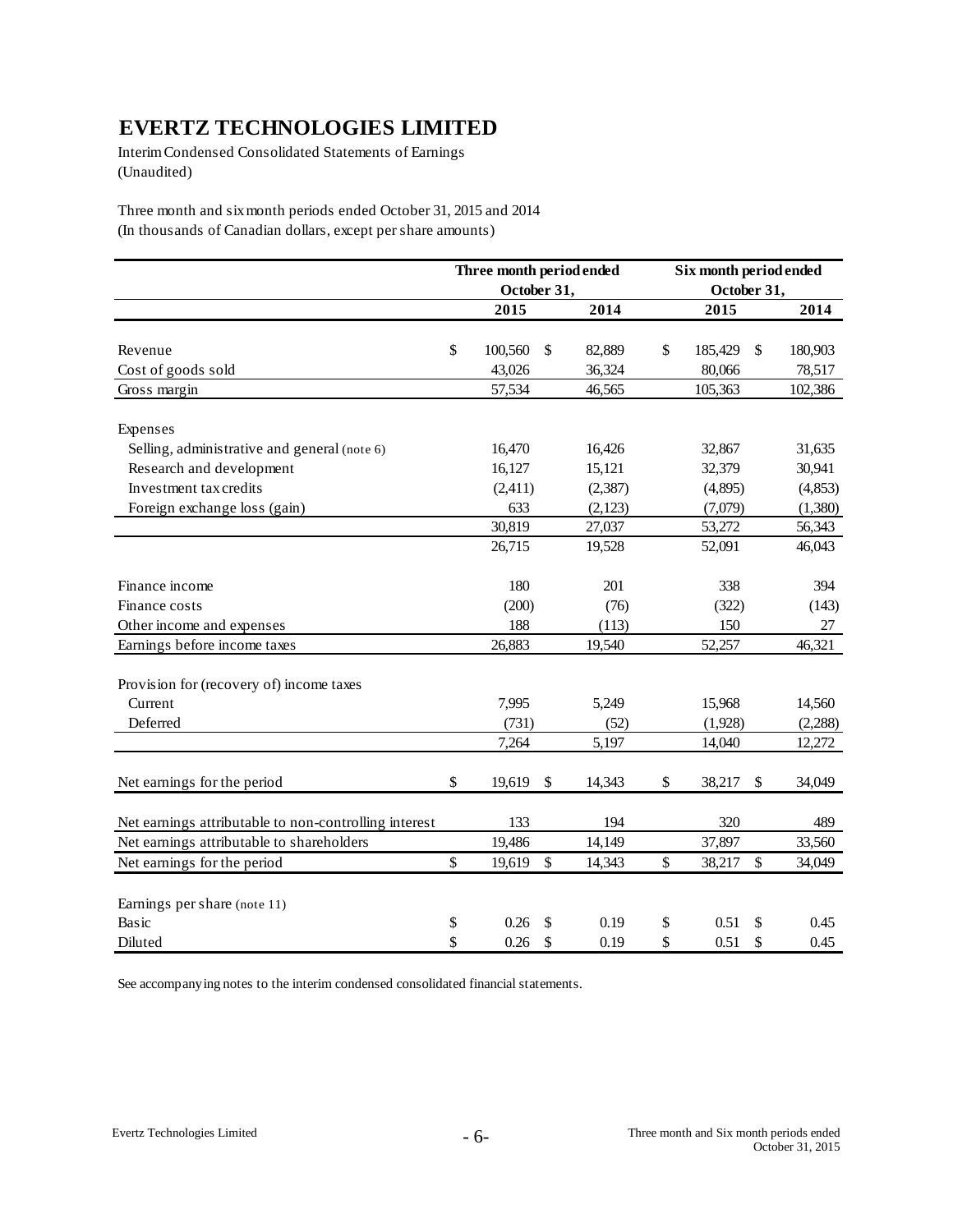# EVERTZ TECHNOLOGIES LIMITED

Interim Condensed Consolidated Statements of Earnings
(Unaudited)

Three month and six month periods ended October 31, 2015 and 2014
(In thousands of Canadian dollars, except per share amounts)

| | Three month period ended October 31, | | Six month period ended October 31, | |
|---|---|---|---|---|
| | **2015** | **2014** | **2015** | **2014** |
| Revenue | $ 100,560 | $ 82,889 | $ 185,429 | $ 180,903 |
| Cost of goods sold | 43,026 | 36,324 | 80,066 | 78,517 |
| Gross margin | 57,534 | 46,565 | 105,363 | 102,386 |
| Expenses | | | | |
| Selling, administrative and general (note 6) | 16,470 | 16,426 | 32,867 | 31,635 |
| Research and development | 16,127 | 15,121 | 32,379 | 30,941 |
| Investment tax credits | (2,411) | (2,387) | (4,895) | (4,853) |
| Foreign exchange loss (gain) | 633 | (2,123) | (7,079) | (1,380) |
| | 30,819 | 27,037 | 53,272 | 56,343 |
| | 26,715 | 19,528 | 52,091 | 46,043 |
| Finance income | 180 | 201 | 338 | 394 |
| Finance costs | (200) | (76) | (322) | (143) |
| Other income and expenses | 188 | (113) | 150 | 27 |
| Earnings before income taxes | 26,883 | 19,540 | 52,257 | 46,321 |
| Provision for (recovery of) income taxes | | | | |
| Current | 7,995 | 5,249 | 15,968 | 14,560 |
| Deferred | (731) | (52) | (1,928) | (2,288) |
| | 7,264 | 5,197 | 14,040 | 12,272 |
| Net earnings for the period | $ 19,619 | $ 14,343 | $ 38,217 | $ 34,049 |
| Net earnings attributable to non-controlling interest | 133 | 194 | 320 | 489 |
| Net earnings attributable to shareholders | 19,486 | 14,149 | 37,897 | 33,560 |
| Net earnings for the period | $ 19,619 | $ 14,343 | $ 38,217 | $ 34,049 |
| Earnings per share (note 11) | | | | |
| Basic | $ 0.26 | $ 0.19 | $ 0.51 | $ 0.45 |
| Diluted | $ 0.26 | $ 0.19 | $ 0.51 | $ 0.45 |

See accompanying notes to the interim condensed consolidated financial statements.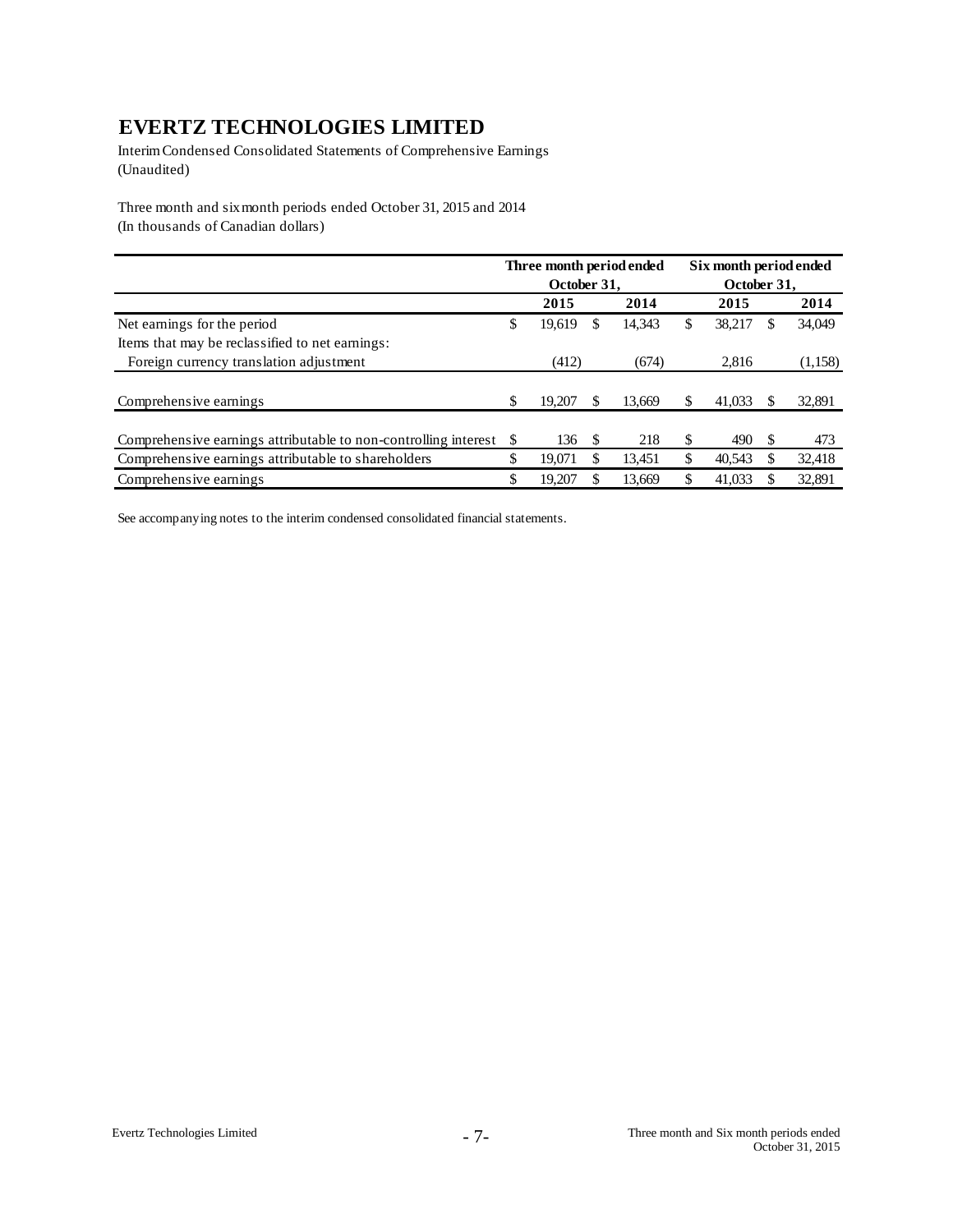# EVERTZ TECHNOLOGIES LIMITED

Interim Condensed Consolidated Statements of Comprehensive Earnings
(Unaudited)

Three month and six month periods ended October 31, 2015 and 2014
(In thousands of Canadian dollars)

| | Three month period ended October 31, | | Six month period ended October 31, | |
|---|---|---|---|---|
| | **2015** | **2014** | **2015** | **2014** |
| Net earnings for the period | $ 19,619 | $ 14,343 | $ 38,217 | $ 34,049 |
| Items that may be reclassified to net earnings: | | | | |
| Foreign currency translation adjustment | (412) | (674) | 2,816 | (1,158) |
| Comprehensive earnings | $ 19,207 | $ 13,669 | $ 41,033 | $ 32,891 |
| Comprehensive earnings attributable to non-controlling interest | $ 136 | $ 218 | $ 490 | $ 473 |
| Comprehensive earnings attributable to shareholders | $ 19,071 | $ 13,451 | $ 40,543 | $ 32,418 |
| Comprehensive earnings | $ 19,207 | $ 13,669 | $ 41,033 | $ 32,891 |

See accompanying notes to the interim condensed consolidated financial statements.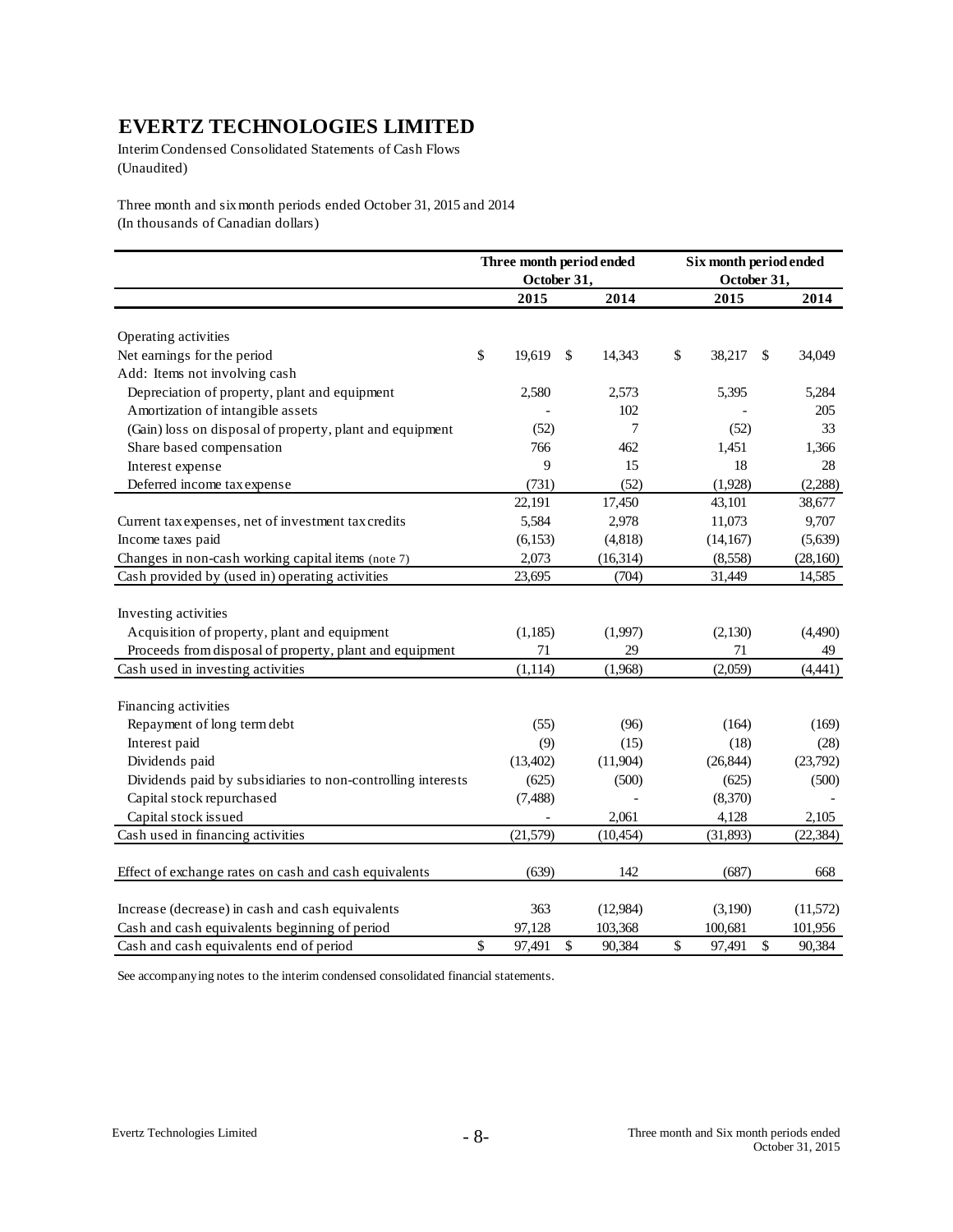# EVERTZ TECHNOLOGIES LIMITED

Interim Condensed Consolidated Statements of Cash Flows
(Unaudited)

Three month and six month periods ended October 31, 2015 and 2014
(In thousands of Canadian dollars)

| | Three month period ended October 31, | | Six month period ended October 31, | |
|---|---|---|---|---|
| | 2015 | 2014 | 2015 | 2014 |
| Operating activities | | | | |
| Net earnings for the period | $ 19,619 | $ 14,343 | $ 38,217 | $ 34,049 |
| Add: Items not involving cash | | | | |
| Depreciation of property, plant and equipment | 2,580 | 2,573 | 5,395 | 5,284 |
| Amortization of intangible assets | - | 102 | - | 205 |
| (Gain) loss on disposal of property, plant and equipment | (52) | 7 | (52) | 33 |
| Share based compensation | 766 | 462 | 1,451 | 1,366 |
| Interest expense | 9 | 15 | 18 | 28 |
| Deferred income tax expense | (731) | (52) | (1,928) | (2,288) |
| | 22,191 | 17,450 | 43,101 | 38,677 |
| Current tax expenses, net of investment tax credits | 5,584 | 2,978 | 11,073 | 9,707 |
| Income taxes paid | (6,153) | (4,818) | (14,167) | (5,639) |
| Changes in non-cash working capital items (note 7) | 2,073 | (16,314) | (8,558) | (28,160) |
| Cash provided by (used in) operating activities | 23,695 | (704) | 31,449 | 14,585 |
| Investing activities | | | | |
| Acquisition of property, plant and equipment | (1,185) | (1,997) | (2,130) | (4,490) |
| Proceeds from disposal of property, plant and equipment | 71 | 29 | 71 | 49 |
| Cash used in investing activities | (1,114) | (1,968) | (2,059) | (4,441) |
| Financing activities | | | | |
| Repayment of long term debt | (55) | (96) | (164) | (169) |
| Interest paid | (9) | (15) | (18) | (28) |
| Dividends paid | (13,402) | (11,904) | (26,844) | (23,792) |
| Dividends paid by subsidiaries to non-controlling interests | (625) | (500) | (625) | (500) |
| Capital stock repurchased | (7,488) | - | (8,370) | - |
| Capital stock issued | - | 2,061 | 4,128 | 2,105 |
| Cash used in financing activities | (21,579) | (10,454) | (31,893) | (22,384) |
| Effect of exchange rates on cash and cash equivalents | (639) | 142 | (687) | 668 |
| Increase (decrease) in cash and cash equivalents | 363 | (12,984) | (3,190) | (11,572) |
| Cash and cash equivalents beginning of period | 97,128 | 103,368 | 100,681 | 101,956 |
| Cash and cash equivalents end of period | $ 97,491 | $ 90,384 | $ 97,491 | $ 90,384 |

See accompanying notes to the interim condensed consolidated financial statements.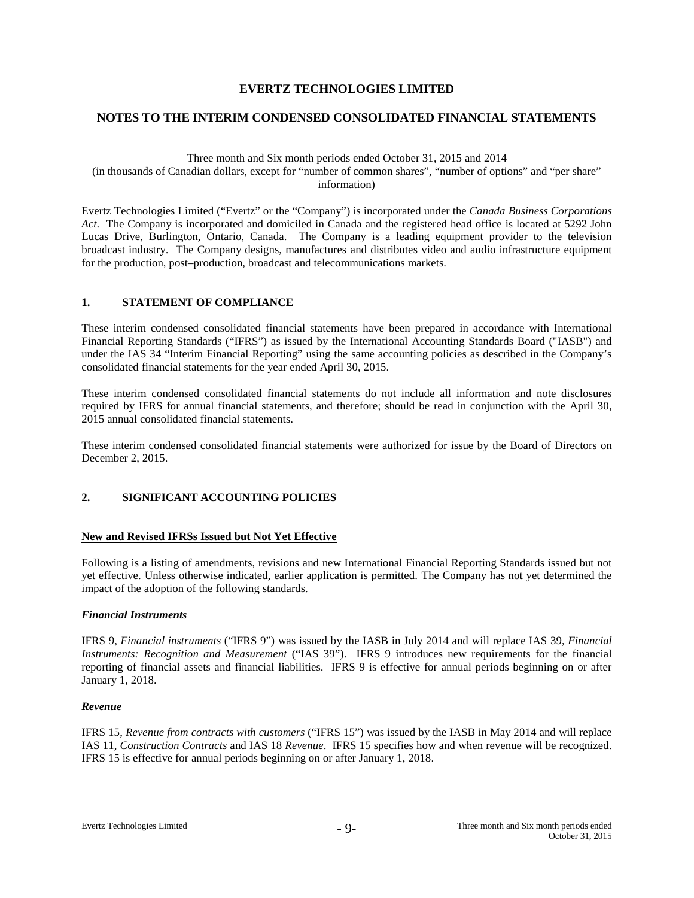# EVERTZ TECHNOLOGIES LIMITED

## NOTES TO THE INTERIM CONDENSED CONSOLIDATED FINANCIAL STATEMENTS

Three month and Six month periods ended October 31, 2015 and 2014
(in thousands of Canadian dollars, except for "number of common shares", "number of options" and "per share" information)

Evertz Technologies Limited ("Evertz" or the "Company") is incorporated under the *Canada Business Corporations Act*. The Company is incorporated and domiciled in Canada and the registered head office is located at 5292 John Lucas Drive, Burlington, Ontario, Canada. The Company is a leading equipment provider to the television broadcast industry. The Company designs, manufactures and distributes video and audio infrastructure equipment for the production, post–production, broadcast and telecommunications markets.

### 1. STATEMENT OF COMPLIANCE

These interim condensed consolidated financial statements have been prepared in accordance with International Financial Reporting Standards ("IFRS") as issued by the International Accounting Standards Board ("IASB") and under the IAS 34 "Interim Financial Reporting" using the same accounting policies as described in the Company's consolidated financial statements for the year ended April 30, 2015.

These interim condensed consolidated financial statements do not include all information and note disclosures required by IFRS for annual financial statements, and therefore; should be read in conjunction with the April 30, 2015 annual consolidated financial statements.

These interim condensed consolidated financial statements were authorized for issue by the Board of Directors on December 2, 2015.

### 2. SIGNIFICANT ACCOUNTING POLICIES

**New and Revised IFRSs Issued but Not Yet Effective**

Following is a listing of amendments, revisions and new International Financial Reporting Standards issued but not yet effective. Unless otherwise indicated, earlier application is permitted. The Company has not yet determined the impact of the adoption of the following standards.

***Financial Instruments***

IFRS 9, *Financial instruments* ("IFRS 9") was issued by the IASB in July 2014 and will replace IAS 39, *Financial Instruments: Recognition and Measurement* ("IAS 39"). IFRS 9 introduces new requirements for the financial reporting of financial assets and financial liabilities. IFRS 9 is effective for annual periods beginning on or after January 1, 2018.

***Revenue***

IFRS 15, *Revenue from contracts with customers* ("IFRS 15") was issued by the IASB in May 2014 and will replace IAS 11, *Construction Contracts* and IAS 18 *Revenue*. IFRS 15 specifies how and when revenue will be recognized. IFRS 15 is effective for annual periods beginning on or after January 1, 2018.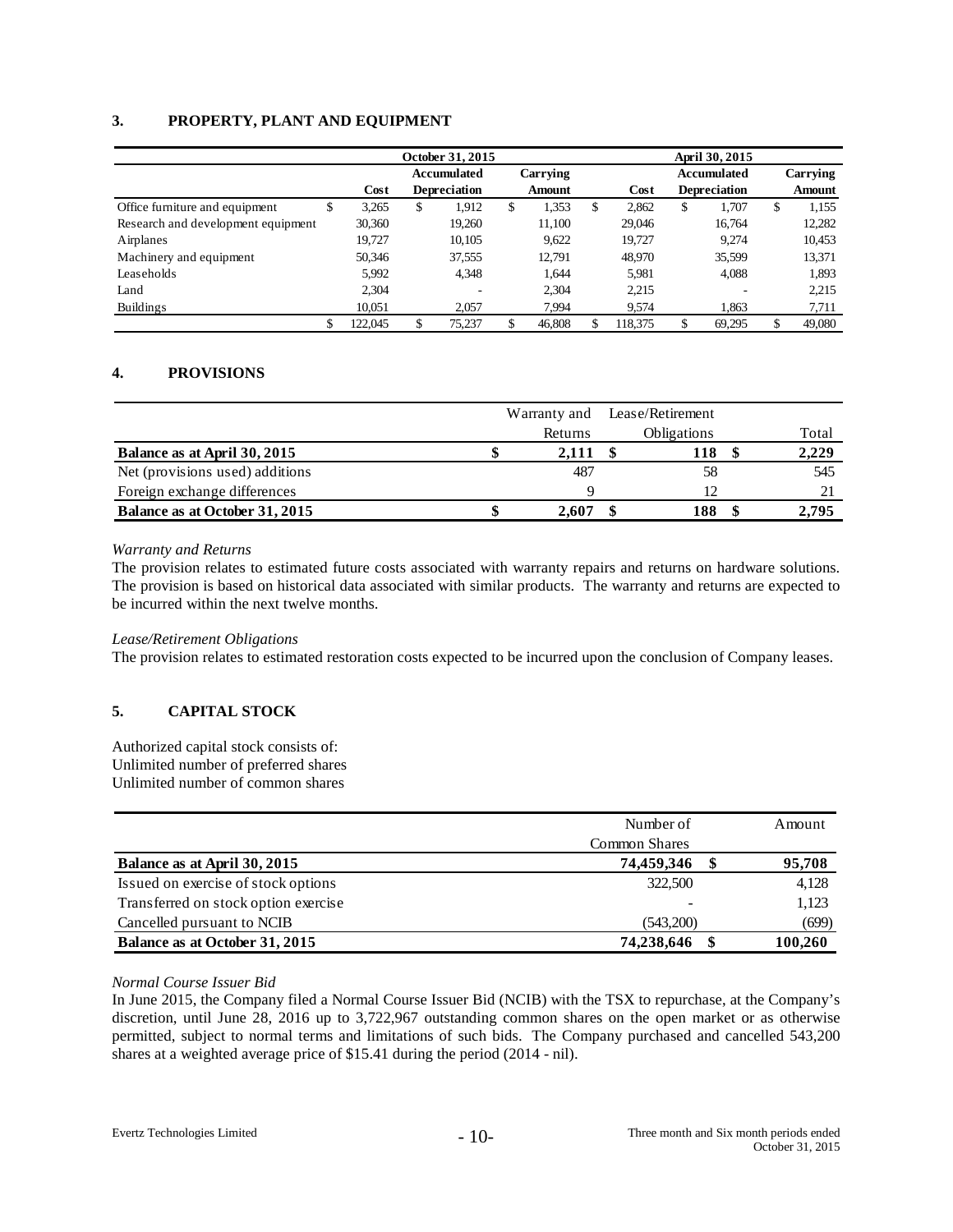### 3. PROPERTY, PLANT AND EQUIPMENT

| | October 31, 2015 | | | April 30, 2015 | | |
|---|---|---|---|---|---|---|
| | Cost | Accumulated Depreciation | Carrying Amount | Cost | Accumulated Depreciation | Carrying Amount |
| Office furniture and equipment | $ 3,265 | $ 1,912 | $ 1,353 | $ 2,862 | $ 1,707 | $ 1,155 |
| Research and development equipment | 30,360 | 19,260 | 11,100 | 29,046 | 16,764 | 12,282 |
| Airplanes | 19,727 | 10,105 | 9,622 | 19,727 | 9,274 | 10,453 |
| Machinery and equipment | 50,346 | 37,555 | 12,791 | 48,970 | 35,599 | 13,371 |
| Leaseholds | 5,992 | 4,348 | 1,644 | 5,981 | 4,088 | 1,893 |
| Land | 2,304 | - | 2,304 | 2,215 | - | 2,215 |
| Buildings | 10,051 | 2,057 | 7,994 | 9,574 | 1,863 | 7,711 |
| | $ 122,045 | $ 75,237 | $ 46,808 | $ 118,375 | $ 69,295 | $ 49,080 |

### 4. PROVISIONS

| | Warranty and Returns | Lease/Retirement Obligations | Total |
|---|---|---|---|
| **Balance as at April 30, 2015** | **$ 2,111** | **$ 118** | **$ 2,229** |
| Net (provisions used) additions | 487 | 58 | 545 |
| Foreign exchange differences | 9 | 12 | 21 |
| **Balance as at October 31, 2015** | **$ 2,607** | **$ 188** | **$ 2,795** |

*Warranty and Returns*
The provision relates to estimated future costs associated with warranty repairs and returns on hardware solutions. The provision is based on historical data associated with similar products. The warranty and returns are expected to be incurred within the next twelve months.

*Lease/Retirement Obligations*
The provision relates to estimated restoration costs expected to be incurred upon the conclusion of Company leases.

### 5. CAPITAL STOCK

Authorized capital stock consists of:
Unlimited number of preferred shares
Unlimited number of common shares

| | Number of Common Shares | Amount |
|---|---|---|
| **Balance as at April 30, 2015** | **74,459,346** | **$ 95,708** |
| Issued on exercise of stock options | 322,500 | 4,128 |
| Transferred on stock option exercise | - | 1,123 |
| Cancelled pursuant to NCIB | (543,200) | (699) |
| **Balance as at October 31, 2015** | **74,238,646** | **$ 100,260** |

*Normal Course Issuer Bid*
In June 2015, the Company filed a Normal Course Issuer Bid (NCIB) with the TSX to repurchase, at the Company's discretion, until June 28, 2016 up to 3,722,967 outstanding common shares on the open market or as otherwise permitted, subject to normal terms and limitations of such bids. The Company purchased and cancelled 543,200 shares at a weighted average price of $15.41 during the period (2014 - nil).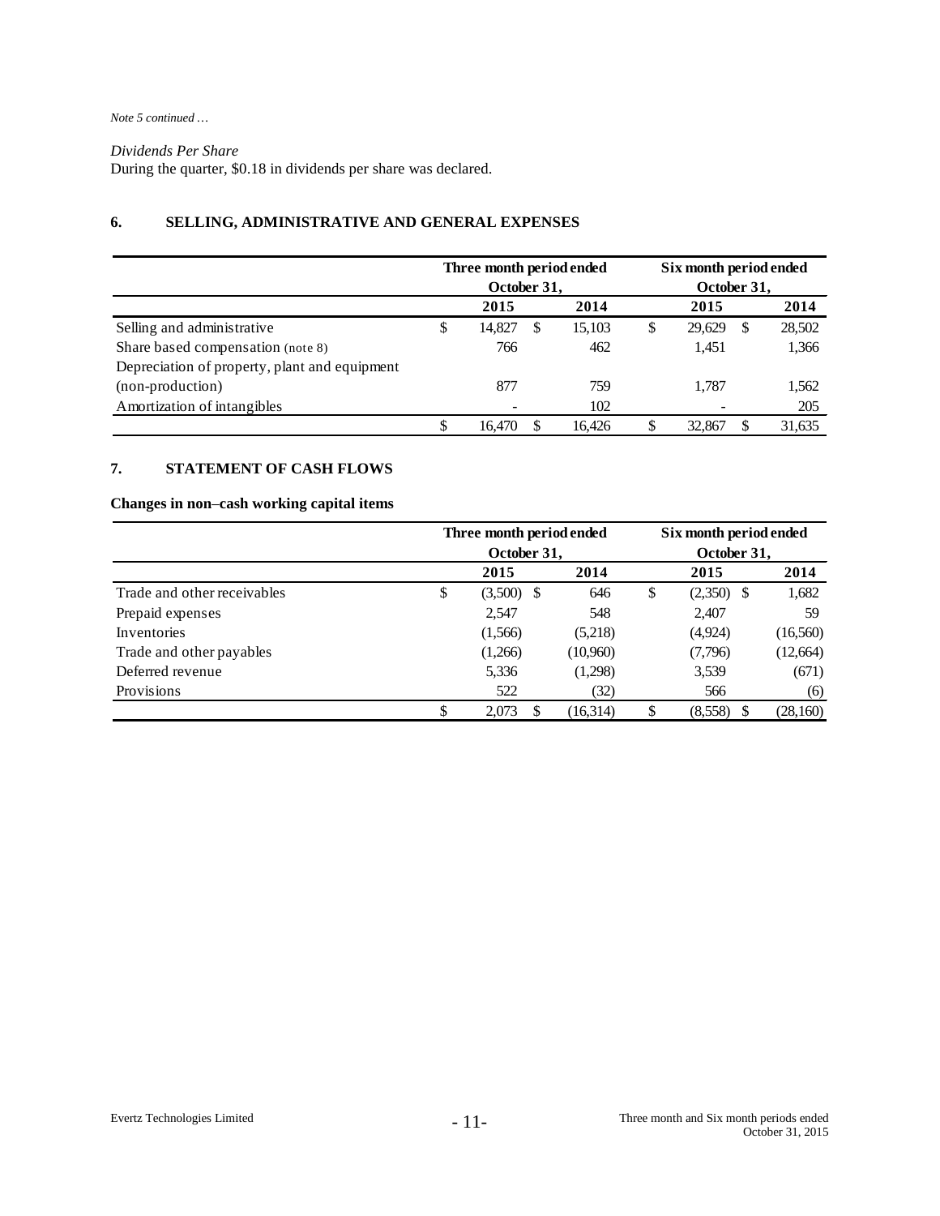*Note 5 continued …*

*Dividends Per Share*
During the quarter, $0.18 in dividends per share was declared.

## 6. SELLING, ADMINISTRATIVE AND GENERAL EXPENSES

| | Three month period ended October 31, | | Six month period ended October 31, | |
|---|---|---|---|---|
| | **2015** | **2014** | **2015** | **2014** |
| Selling and administrative | $ 14,827 | $ 15,103 | $ 29,629 | $ 28,502 |
| Share based compensation (note 8) | 766 | 462 | 1,451 | 1,366 |
| Depreciation of property, plant and equipment (non-production) | 877 | 759 | 1,787 | 1,562 |
| Amortization of intangibles | - | 102 | - | 205 |
| | $ 16,470 | $ 16,426 | $ 32,867 | $ 31,635 |

## 7. STATEMENT OF CASH FLOWS

**Changes in non–cash working capital items**

| | Three month period ended October 31, | | Six month period ended October 31, | |
|---|---|---|---|---|
| | **2015** | **2014** | **2015** | **2014** |
| Trade and other receivables | $ (3,500) | $ 646 | $ (2,350) | $ 1,682 |
| Prepaid expenses | 2,547 | 548 | 2,407 | 59 |
| Inventories | (1,566) | (5,218) | (4,924) | (16,560) |
| Trade and other payables | (1,266) | (10,960) | (7,796) | (12,664) |
| Deferred revenue | 5,336 | (1,298) | 3,539 | (671) |
| Provisions | 522 | (32) | 566 | (6) |
| | $ 2,073 | $ (16,314) | $ (8,558) | $ (28,160) |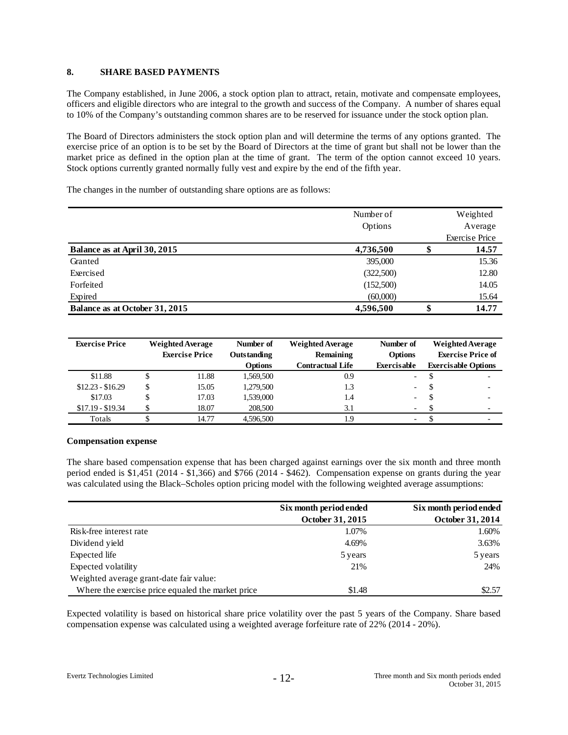## 8. SHARE BASED PAYMENTS

The Company established, in June 2006, a stock option plan to attract, retain, motivate and compensate employees, officers and eligible directors who are integral to the growth and success of the Company. A number of shares equal to 10% of the Company's outstanding common shares are to be reserved for issuance under the stock option plan.

The Board of Directors administers the stock option plan and will determine the terms of any options granted. The exercise price of an option is to be set by the Board of Directors at the time of grant but shall not be lower than the market price as defined in the option plan at the time of grant. The term of the option cannot exceed 10 years. Stock options currently granted normally fully vest and expire by the end of the fifth year.

The changes in the number of outstanding share options are as follows:

| | Number of Options | Weighted Average Exercise Price |
|---|---|---|
| **Balance as at April 30, 2015** | **4,736,500** | **$ 14.57** |
| Granted | 395,000 | 15.36 |
| Exercised | (322,500) | 12.80 |
| Forfeited | (152,500) | 14.05 |
| Expired | (60,000) | 15.64 |
| **Balance as at October 31, 2015** | **4,596,500** | **$ 14.77** |

| Exercise Price | Weighted Average Exercise Price | Number of Outstanding Options | Weighted Average Remaining Contractual Life | Number of Options Exercisable | Weighted Average Exercise Price of Exercisable Options |
|---|---|---|---|---|---|
| $11.88 | $ 11.88 | 1,569,500 | 0.9 | - | $ - |
| $12.23 - $16.29 | $ 15.05 | 1,279,500 | 1.3 | - | $ - |
| $17.03 | $ 17.03 | 1,539,000 | 1.4 | - | $ - |
| $17.19 - $19.34 | $ 18.07 | 208,500 | 3.1 | - | $ - |
| Totals | $ 14.77 | 4,596,500 | 1.9 | - | $ - |

### Compensation expense

The share based compensation expense that has been charged against earnings over the six month and three month period ended is $1,451 (2014 - $1,366) and $766 (2014 - $462). Compensation expense on grants during the year was calculated using the Black–Scholes option pricing model with the following weighted average assumptions:

| | Six month period ended October 31, 2015 | Six month period ended October 31, 2014 |
|---|---|---|
| Risk-free interest rate | 1.07% | 1.60% |
| Dividend yield | 4.69% | 3.63% |
| Expected life | 5 years | 5 years |
| Expected volatility | 21% | 24% |
| Weighted average grant-date fair value: | | |
| Where the exercise price equaled the market price | $1.48 | $2.57 |

Expected volatility is based on historical share price volatility over the past 5 years of the Company. Share based compensation expense was calculated using a weighted average forfeiture rate of 22% (2014 - 20%).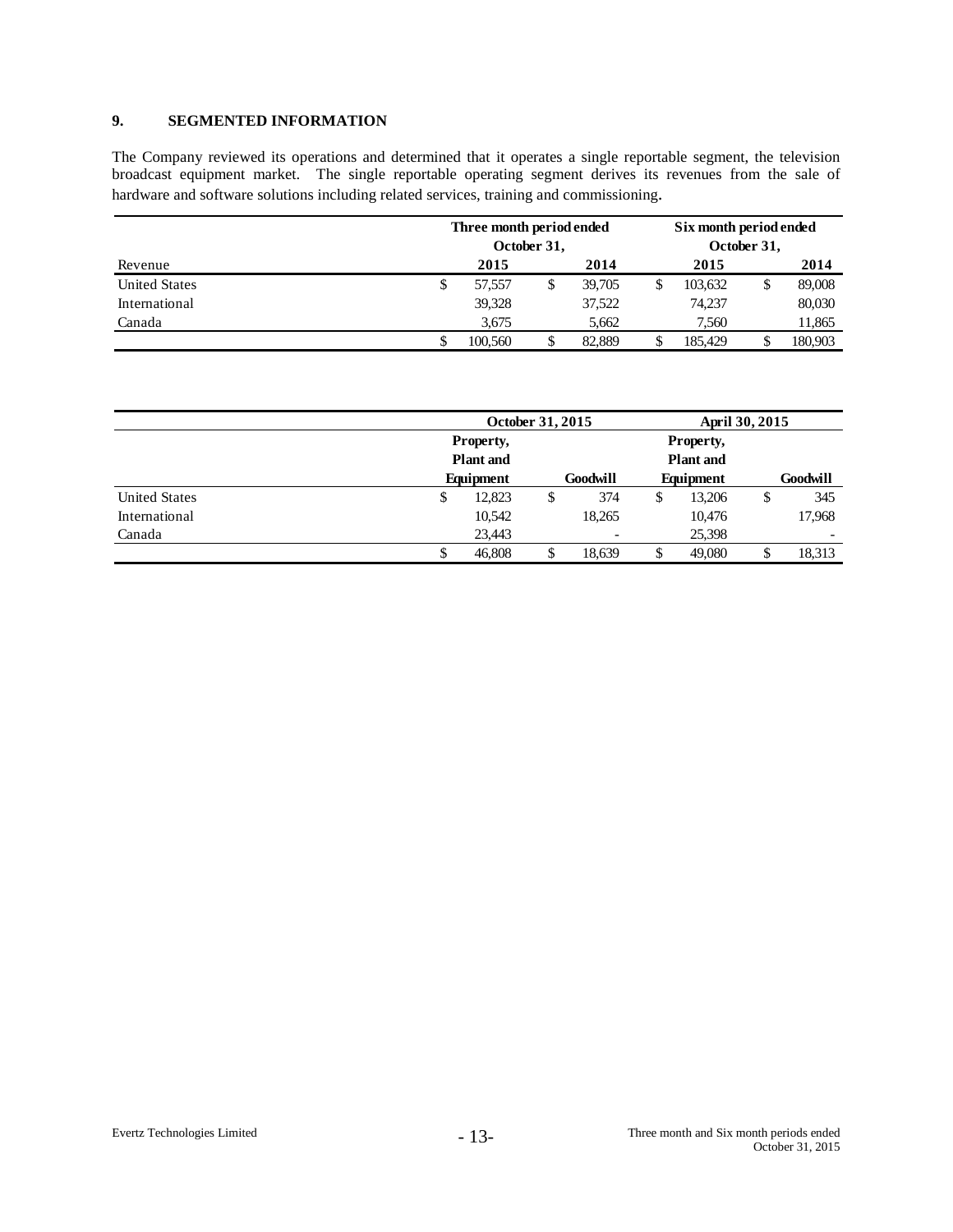## 9. SEGMENTED INFORMATION

The Company reviewed its operations and determined that it operates a single reportable segment, the television broadcast equipment market. The single reportable operating segment derives its revenues from the sale of hardware and software solutions including related services, training and commissioning.

| Revenue | Three month period ended October 31, 2015 | Three month period ended October 31, 2014 | Six month period ended October 31, 2015 | Six month period ended October 31, 2014 |
|---|---|---|---|---|
| United States | $ 57,557 | $ 39,705 | $ 103,632 | $ 89,008 |
| International | 39,328 | 37,522 | 74,237 | 80,030 |
| Canada | 3,675 | 5,662 | 7,560 | 11,865 |
| | $ 100,560 | $ 82,889 | $ 185,429 | $ 180,903 |

| | October 31, 2015 | | April 30, 2015 | |
|---|---|---|---|---|
| | Property, Plant and Equipment | Goodwill | Property, Plant and Equipment | Goodwill |
| United States | $ 12,823 | $ 374 | $ 13,206 | $ 345 |
| International | 10,542 | 18,265 | 10,476 | 17,968 |
| Canada | 23,443 | - | 25,398 | - |
| | $ 46,808 | $ 18,639 | $ 49,080 | $ 18,313 |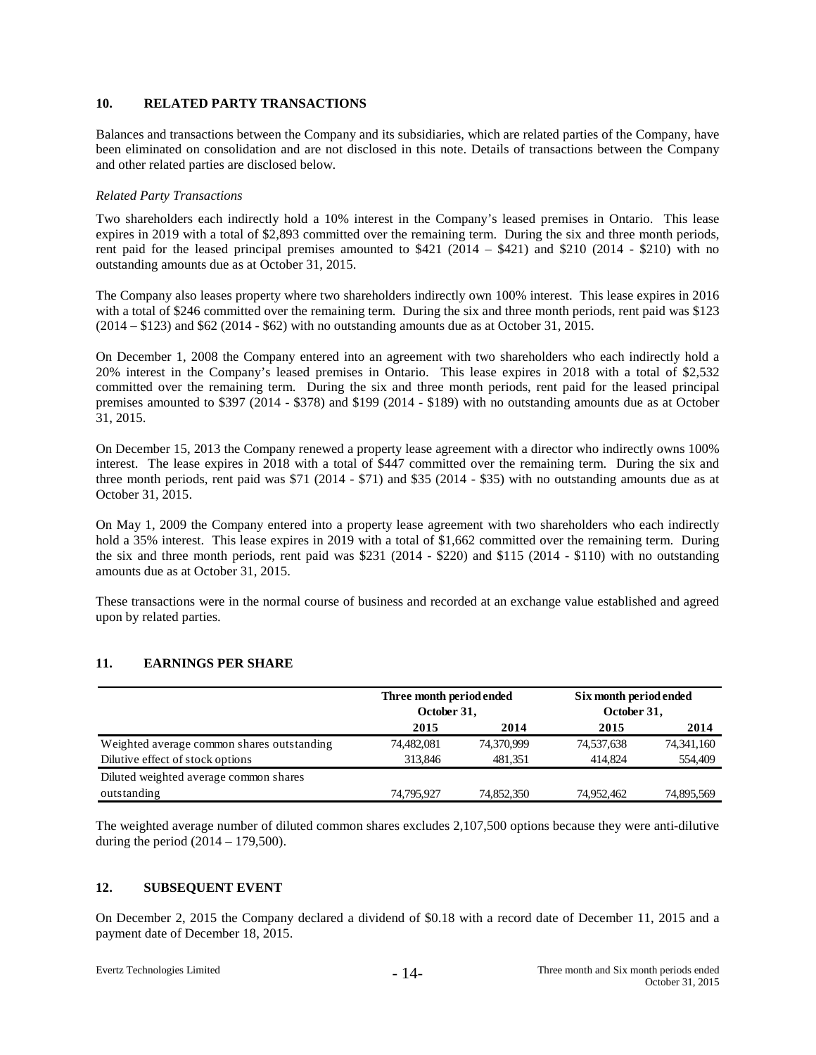## 10. RELATED PARTY TRANSACTIONS

Balances and transactions between the Company and its subsidiaries, which are related parties of the Company, have been eliminated on consolidation and are not disclosed in this note. Details of transactions between the Company and other related parties are disclosed below.

*Related Party Transactions*

Two shareholders each indirectly hold a 10% interest in the Company's leased premises in Ontario. This lease expires in 2019 with a total of $2,893 committed over the remaining term. During the six and three month periods, rent paid for the leased principal premises amounted to $421 (2014 – $421) and $210 (2014 - $210) with no outstanding amounts due as at October 31, 2015.

The Company also leases property where two shareholders indirectly own 100% interest. This lease expires in 2016 with a total of $246 committed over the remaining term. During the six and three month periods, rent paid was $123 (2014 – $123) and $62 (2014 - $62) with no outstanding amounts due as at October 31, 2015.

On December 1, 2008 the Company entered into an agreement with two shareholders who each indirectly hold a 20% interest in the Company's leased premises in Ontario. This lease expires in 2018 with a total of $2,532 committed over the remaining term. During the six and three month periods, rent paid for the leased principal premises amounted to $397 (2014 - $378) and $199 (2014 - $189) with no outstanding amounts due as at October 31, 2015.

On December 15, 2013 the Company renewed a property lease agreement with a director who indirectly owns 100% interest. The lease expires in 2018 with a total of $447 committed over the remaining term. During the six and three month periods, rent paid was $71 (2014 - $71) and $35 (2014 - $35) with no outstanding amounts due as at October 31, 2015.

On May 1, 2009 the Company entered into a property lease agreement with two shareholders who each indirectly hold a 35% interest. This lease expires in 2019 with a total of $1,662 committed over the remaining term. During the six and three month periods, rent paid was $231 (2014 - $220) and $115 (2014 - $110) with no outstanding amounts due as at October 31, 2015.

These transactions were in the normal course of business and recorded at an exchange value established and agreed upon by related parties.

## 11. EARNINGS PER SHARE

| | Three month period ended October 31, | | Six month period ended October 31, | |
|---|---|---|---|---|
| | 2015 | 2014 | 2015 | 2014 |
| Weighted average common shares outstanding | 74,482,081 | 74,370,999 | 74,537,638 | 74,341,160 |
| Dilutive effect of stock options | 313,846 | 481,351 | 414,824 | 554,409 |
| Diluted weighted average common shares outstanding | 74,795,927 | 74,852,350 | 74,952,462 | 74,895,569 |

The weighted average number of diluted common shares excludes 2,107,500 options because they were anti-dilutive during the period (2014 – 179,500).

## 12. SUBSEQUENT EVENT

On December 2, 2015 the Company declared a dividend of $0.18 with a record date of December 11, 2015 and a payment date of December 18, 2015.